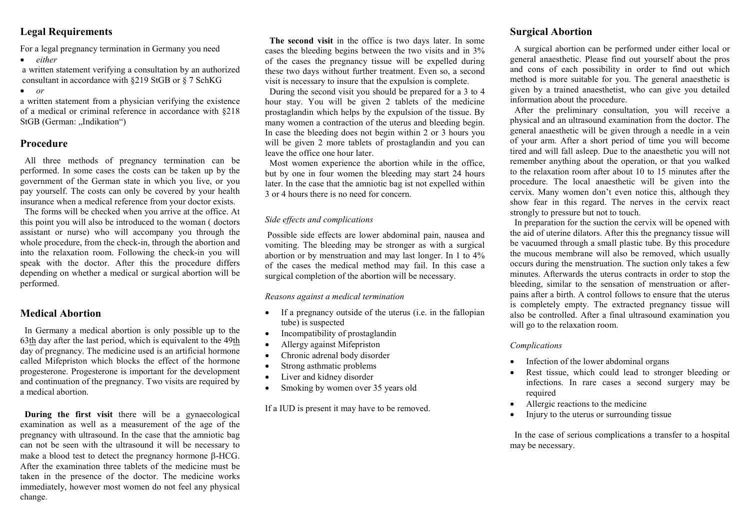## Legal Requirements

For a legal pregnancy termination in Germany you need

- *either*

a written statement verifying a consultation by an authorized consultant in accordance with §219 StGB or § 7 SchKG

- *or*

a written statement from a physician verifying the existence of a medical or criminal reference in accordance with §218 StGB (German: „Indikation“)

## Procedure

All three methods of pregnancy termination can be performed. In some cases the costs can be taken up by the government of the German state in which you live, or you pay yourself. The costs can only be covered by your health insurance when a medical reference from your doctor exists.

The forms will be checked when you arrive at the office. At this point you will also be introduced to the woman ( doctors assistant or nurse) who will accompany you through the whole procedure, from the check-in, through the abortion and into the relaxation room. Following the check-in you will speak with the doctor. After this the procedure differs depending on whether a medical or surgical abortion will be performed.

## Medical Abortion

In Germany a medical abortion is only possible up to the 63th day after the last period, which is equivalent to the 49th day of pregnancy. The medicine used is an artificial hormone called Mifepriston which blocks the effect of the hormone progesterone. Progesterone is important for the development and continuation of the pregnancy. Two visits are required by a medical abortion.

**During the first visit** there will be a gynaecological examination as well as a measurement of the age of the pregnancy with ultrasound. In the case that the amniotic bag can not be seen with the ultrasound it will be necessary to make a blood test to detect the pregnancy hormone β-HCG. After the examination three tablets of the medicine must be taken in the presence of the doctor. The medicine works immediately, however most women do not feel any physical change.

**The second visit** in the office is two days later. In some cases the bleeding begins between the two visits and in 3% of the cases the pregnancy tissue will be expelled during these two days without further treatment. Even so, a second visit is necessary to insure that the expulsion is complete.

During the second visit you should be prepared for a 3 to 4 hour stay. You will be given 2 tablets of the medicine prostaglandin which helps by the expulsion of the tissue. By many women a contraction of the uterus and bleeding begin. In case the bleeding does not begin within 2 or 3 hours you will be given 2 more tablets of prostaglandin and you can leave the office one hour later.

Most women experience the abortion while in the office, but by one in four women the bleeding may start 24 hours later. In the case that the amniotic bag ist not expelled within 3 or 4 hours there is no need for concern.

*Side effects and complications*

Possible side effects are lower abdominal pain, nausea and vomiting. The bleeding may be stronger as with a surgical abortion or by menstruation and may last longer. In 1 to 4% of the cases the medical method may fail. In this case a surgical completion of the abortion will be necessary.

*Reasons against a medical termination*

- If a pregnancy outside of the uterus (i.e. in the fallopian tube) is suspected
- Incompatibility of prostaglandin
- Allergy against Mifepriston
- Chronic adrenal body disorder
- Strong asthmatic problems
- Liver and kidney disorder
- Smoking by women over 35 years old

If a IUD is present it may have to be removed.

## Surgical Abortion

A surgical abortion can be performed under either local or general anaesthetic. Please find out yourself about the pros and cons of each possibility in order to find out which method is more suitable for you. The general anaesthetic is given by a trained anaesthetist, who can give you detailed information about the procedure.

After the preliminary consultation, you will receive a physical and an ultrasound examination from the doctor. The general anaesthetic will be given through a needle in a vein of your arm. After a short period of time you will become tired and will fall asleep. Due to the anaesthetic you will not remember anything about the operation, or that you walked to the relaxation room after about 10 to 15 minutes after the procedure. The local anaesthetic will be given into the cervix. Many women don’t even notice this, although they show fear in this regard. The nerves in the cervix react strongly to pressure but not to touch.

In preparation for the suction the cervix will be opened with the aid of uterine dilators. After this the pregnancy tissue will be vacuumed through a small plastic tube. By this procedure the mucous membrane will also be removed, which usually occurs during the menstruation. The suction only takes a few minutes. Afterwards the uterus contracts in order to stop the bleeding, similar to the sensation of menstruation or after-pains after a birth. A control follows to ensure that the uterus is completely empty. The extracted pregnancy tissue will also be controlled. After a final ultrasound examination you will go to the relaxation room.

*Complications*

- Infection of the lower abdominal organs
- Rest tissue, which could lead to stronger bleeding or infections. In rare cases a second surgery may be required
- Allergic reactions to the medicine
- Injury to the uterus or surrounding tissue

In the case of serious complications a transfer to a hospital may be necessary.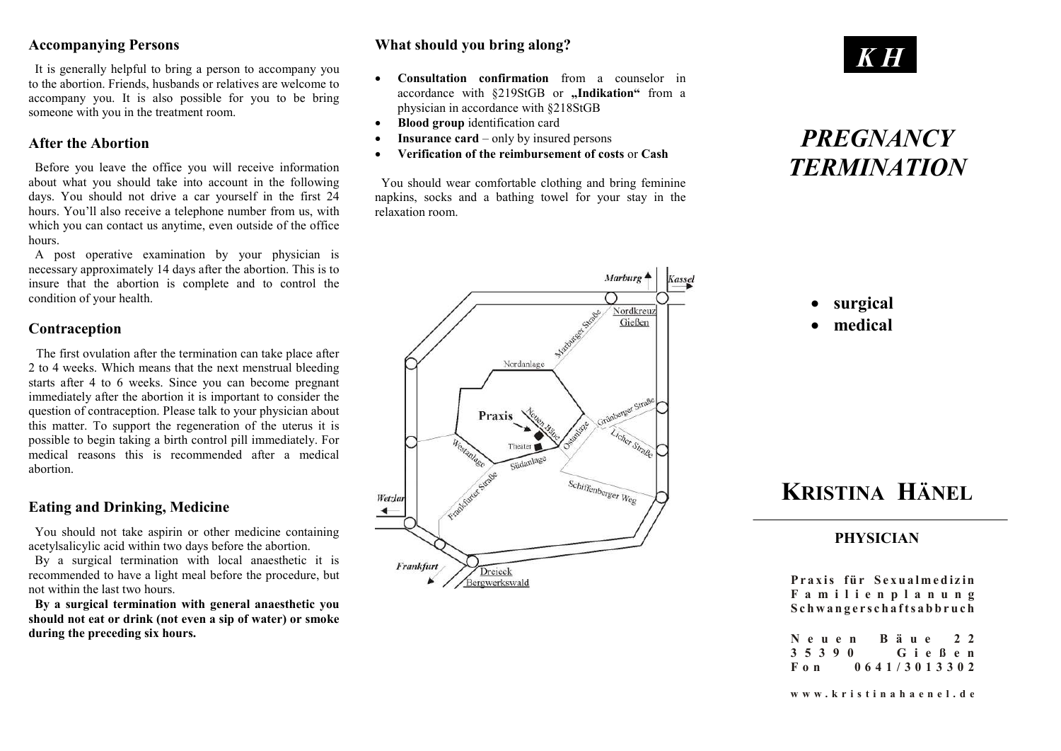## Accompanying Persons

It is generally helpful to bring a person to accompany you to the abortion. Friends, husbands or relatives are welcome to accompany you. It is also possible for you to be bring someone with you in the treatment room.

## After the Abortion

Before you leave the office you will receive information about what you should take into account in the following days. You should not drive a car yourself in the first 24 hours. You'll also receive a telephone number from us, with which you can contact us anytime, even outside of the office hours.

A post operative examination by your physician is necessary approximately 14 days after the abortion. This is to insure that the abortion is complete and to control the condition of your health.

## Contraception

The first ovulation after the termination can take place after 2 to 4 weeks. Which means that the next menstrual bleeding starts after 4 to 6 weeks. Since you can become pregnant immediately after the abortion it is important to consider the question of contraception. Please talk to your physician about this matter. To support the regeneration of the uterus it is possible to begin taking a birth control pill immediately. For medical reasons this is recommended after a medical abortion.

## Eating and Drinking, Medicine

You should not take aspirin or other medicine containing acetylsalicylic acid within two days before the abortion.

By a surgical termination with local anaesthetic it is recommended to have a light meal before the procedure, but not within the last two hours.

**By a surgical termination with general anaesthetic you should not eat or drink (not even a sip of water) or smoke during the preceding six hours.**

## What should you bring along?

- **Consultation confirmation** from a counselor in accordance with §219StGB or **„Indikation"** from a physician in accordance with §218StGB
- **Blood group** identification card
- **Insurance card** – only by insured persons
- **Verification of the reimbursement of costs** or **Cash**

You should wear comfortable clothing and bring feminine napkins, socks and a bathing towel for your stay in the relaxation room.

Marburg
Kassel
Nordkreuz Gießen
Marburger Straße
Nordanlage
Praxis
Neuen Bäue
Theater
Ostanlage
Grünberger Straße
Licher Straße
Westanlage
Südanlage
Frankfurter Straße
Schiffenberger Weg
Wetzlar
Frankfurt
Dreieck Bergwerkswald

***K H***

# *PREGNANCY TERMINATION*

- **surgical**
- **medical**

# KRISTINA HÄNEL

**PHYSICIAN**

**Praxis für Sexualmedizin**
**Familienplanung**
**Schwangerschaftsabbruch**

**Neuen Bäue 22**
**35390 Gießen**
**Fon 0641/3013302**

**www.kristinahaenel.de**